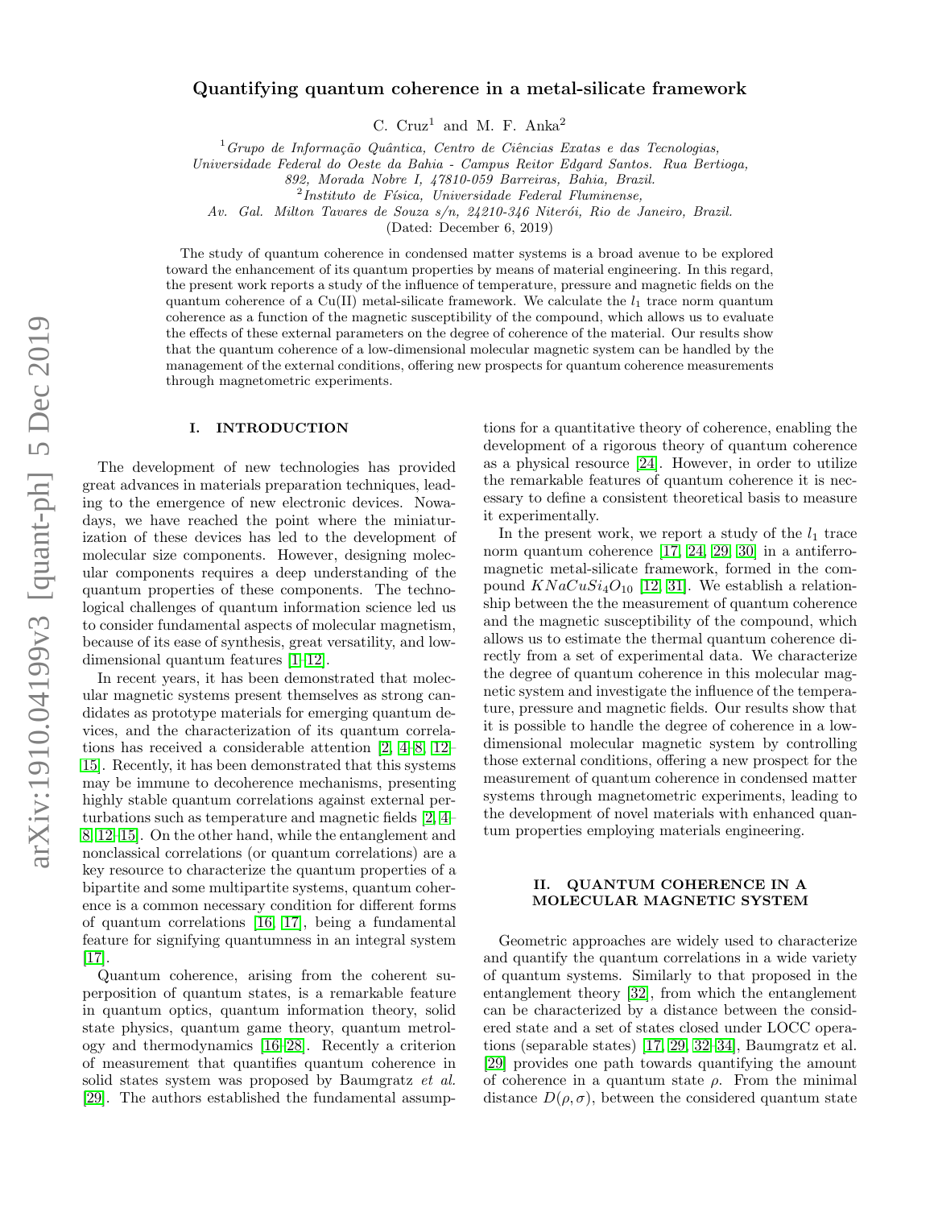# Quantifying quantum coherence in a metal-silicate framework

C. Cruz[1] and M. F. Anka[2]

[1] *Grupo de Informação Quântica, Centro de Ciências Exatas e das Tecnologias, Universidade Federal do Oeste da Bahia - Campus Reitor Edgard Santos. Rua Bertioga, 892, Morada Nobre I, 47810-059 Barreiras, Bahia, Brazil.*

[2] *Instituto de Física, Universidade Federal Fluminense, Av. Gal. Milton Tavares de Souza s/n, 24210-346 Niterói, Rio de Janeiro, Brazil.*

(Dated: December 6, 2019)

The study of quantum coherence in condensed matter systems is a broad avenue to be explored toward the enhancement of its quantum properties by means of material engineering. In this regard, the present work reports a study of the influence of temperature, pressure and magnetic fields on the quantum coherence of a Cu(II) metal-silicate framework. We calculate the $l_1$ trace norm quantum coherence as a function of the magnetic susceptibility of the compound, which allows us to evaluate the effects of these external parameters on the degree of coherence of the material. Our results show that the quantum coherence of a low-dimensional molecular magnetic system can be handled by the management of the external conditions, offering new prospects for quantum coherence measurements through magnetometric experiments.

## I. INTRODUCTION

The development of new technologies has provided great advances in materials preparation techniques, leading to the emergence of new electronic devices. Nowadays, we have reached the point where the miniaturization of these devices has led to the development of molecular size components. However, designing molecular components requires a deep understanding of the quantum properties of these components. The technological challenges of quantum information science led us to consider fundamental aspects of molecular magnetism, because of its ease of synthesis, great versatility, and low-dimensional quantum features [1–12].

In recent years, it has been demonstrated that molecular magnetic systems present themselves as strong candidates as prototype materials for emerging quantum devices, and the characterization of its quantum correlations has received a considerable attention [2, 4–8, 12–15]. Recently, it has been demonstrated that this systems may be immune to decoherence mechanisms, presenting highly stable quantum correlations against external perturbations such as temperature and magnetic fields [2, 4–8, 12–15]. On the other hand, while the entanglement and nonclassical correlations (or quantum correlations) are a key resource to characterize the quantum properties of a bipartite and some multipartite systems, quantum coherence is a common necessary condition for different forms of quantum correlations [16, 17], being a fundamental feature for signifying quantumness in an integral system [17].

Quantum coherence, arising from the coherent superposition of quantum states, is a remarkable feature in quantum optics, quantum information theory, solid state physics, quantum game theory, quantum metrology and thermodynamics [16–28]. Recently a criterion of measurement that quantifies quantum coherence in solid states system was proposed by Baumgratz *et al.* [29]. The authors established the fundamental assumptions for a quantitative theory of coherence, enabling the development of a rigorous theory of quantum coherence as a physical resource [24]. However, in order to utilize the remarkable features of quantum coherence it is necessary to define a consistent theoretical basis to measure it experimentally.

In the present work, we report a study of the $l_1$ trace norm quantum coherence [17, 24, 29, 30] in a antiferromagnetic metal-silicate framework, formed in the compound $KNaCuSi_4O_{10}$ [12, 31]. We establish a relationship between the the measurement of quantum coherence and the magnetic susceptibility of the compound, which allows us to estimate the thermal quantum coherence directly from a set of experimental data. We characterize the degree of quantum coherence in this molecular magnetic system and investigate the influence of the temperature, pressure and magnetic fields. Our results show that it is possible to handle the degree of coherence in a low-dimensional molecular magnetic system by controlling those external conditions, offering a new prospect for the measurement of quantum coherence in condensed matter systems through magnetometric experiments, leading to the development of novel materials with enhanced quantum properties employing materials engineering.

## II. QUANTUM COHERENCE IN A MOLECULAR MAGNETIC SYSTEM

Geometric approaches are widely used to characterize and quantify the quantum correlations in a wide variety of quantum systems. Similarly to that proposed in the entanglement theory [32], from which the entanglement can be characterized by a distance between the considered state and a set of states closed under LOCC operations (separable states) [17, 29, 32–34], Baumgratz et al. [29] provides one path towards quantifying the amount of coherence in a quantum state $\rho$. From the minimal distance $D(\rho, \sigma)$, between the considered quantum state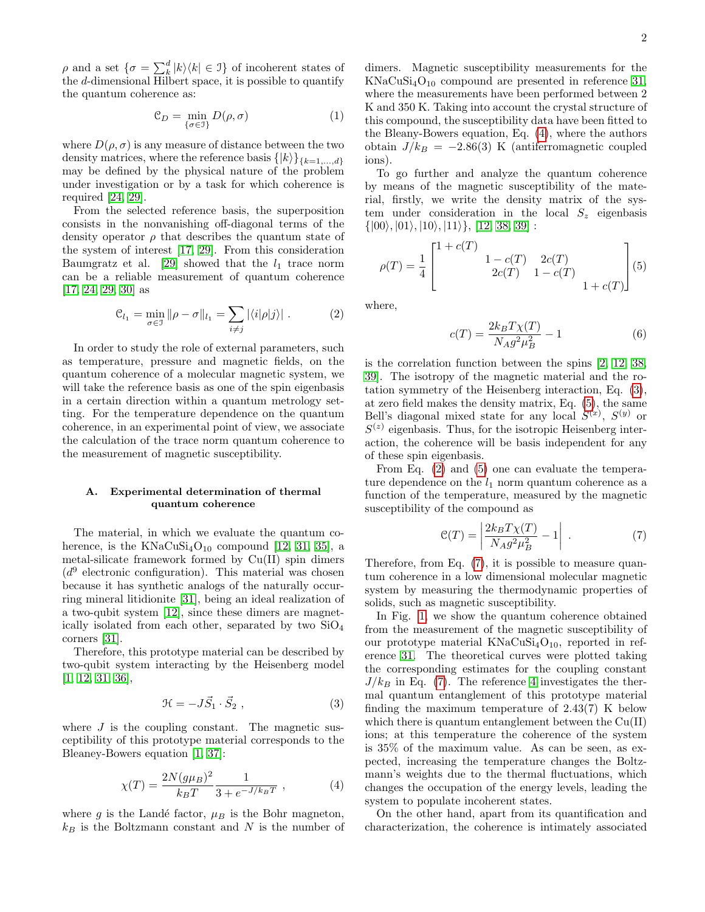$\rho$ and a set $\{\sigma = \sum_k^d |k\rangle\langle k| \in \mathcal{I}\}$ of incoherent states of the $d$-dimensional Hilbert space, it is possible to quantify the quantum coherence as:

$$\mathcal{C}_D = \min_{\{\sigma \in \mathcal{I}\}} D(\rho, \sigma) \tag{1}$$

where $D(\rho, \sigma)$ is any measure of distance between the two density matrices, where the reference basis $\{|k\rangle\}_{\{k=1,\ldots,d\}}$ may be defined by the physical nature of the problem under investigation or by a task for which coherence is required [24, 29].

From the selected reference basis, the superposition consists in the nonvanishing off-diagonal terms of the density operator $\rho$ that describes the quantum state of the system of interest [17, 29]. From this consideration Baumgratz et al. [29] showed that the $l_1$ trace norm can be a reliable measurement of quantum coherence [17, 24, 29, 30] as

$$\mathcal{C}_{l_1} = \min_{\sigma \in \mathcal{I}} \|\rho - \sigma\|_{l_1} = \sum_{i \neq j} |\langle i|\rho|j\rangle| \ . \tag{2}$$

In order to study the role of external parameters, such as temperature, pressure and magnetic fields, on the quantum coherence of a molecular magnetic system, we will take the reference basis as one of the spin eigenbasis in a certain direction within a quantum metrology setting. For the temperature dependence on the quantum coherence, in an experimental point of view, we associate the calculation of the trace norm quantum coherence to the measurement of magnetic susceptibility.

### A. Experimental determination of thermal quantum coherence

The material, in which we evaluate the quantum coherence, is the $KNaCuSi_4O_{10}$ compound [12, 31, 35], a metal-silicate framework formed by Cu(II) spin dimers ($d^9$ electronic configuration). This material was chosen because it has synthetic analogs of the naturally occurring mineral litidionite [31], being an ideal realization of a two-qubit system [12], since these dimers are magnetically isolated from each other, separated by two $SiO_4$ corners [31].

Therefore, this prototype material can be described by two-qubit system interacting by the Heisenberg model [1, 12, 31, 36],

$$\mathcal{H} = -J\vec{S}_1 \cdot \vec{S}_2 \ , \tag{3}$$

where $J$ is the coupling constant. The magnetic susceptibility of this prototype material corresponds to the Bleaney-Bowers equation [1, 37]:

$$\chi(T) = \frac{2N(g\mu_B)^2}{k_B T} \frac{1}{3 + e^{-J/k_B T}} \ , \tag{4}$$

where $g$ is the Landé factor, $\mu_B$ is the Bohr magneton, $k_B$ is the Boltzmann constant and $N$ is the number of dimers. Magnetic susceptibility measurements for the $KNaCuSi_4O_{10}$ compound are presented in reference [31], where the measurements have been performed between 2 K and 350 K. Taking into account the crystal structure of this compound, the susceptibility data have been fitted to the Bleany-Bowers equation, Eq. (4), where the authors obtain $J/k_B = -2.86(3)$ K (antiferromagnetic coupled ions).

To go further and analyze the quantum coherence by means of the magnetic susceptibility of the material, firstly, we write the density matrix of the system under consideration in the local $S_z$ eigenbasis $\{|00\rangle, |01\rangle, |10\rangle, |11\rangle\}$, [12, 38, 39] :

$$\rho(T) = \frac{1}{4}\begin{bmatrix} 1 + c(T) & & & \\ & 1 - c(T) & 2c(T) & \\ & 2c(T) & 1 - c(T) & \\ & & & 1 + c(T) \end{bmatrix} \tag{5}$$

where,

$$c(T) = \frac{2k_B T\chi(T)}{N_A g^2 \mu_B^2} - 1 \tag{6}$$

is the correlation function between the spins [2, 12, 38, 39]. The isotropy of the magnetic material and the rotation symmetry of the Heisenberg interaction, Eq. (3), at zero field makes the density matrix, Eq. (5), the same Bell's diagonal mixed state for any local $S^{(x)}$, $S^{(y)}$ or $S^{(z)}$ eigenbasis. Thus, for the isotropic Heisenberg interaction, the coherence will be basis independent for any of these spin eigenbasis.

From Eq. (2) and (5) one can evaluate the temperature dependence on the $l_1$ norm quantum coherence as a function of the temperature, measured by the magnetic susceptibility of the compound as

$$\mathcal{C}(T) = \left| \frac{2k_B T\chi(T)}{N_A g^2 \mu_B^2} - 1 \right| \ . \tag{7}$$

Therefore, from Eq. (7), it is possible to measure quantum coherence in a low dimensional molecular magnetic system by measuring the thermodynamic properties of solids, such as magnetic susceptibility.

In Fig. 1, we show the quantum coherence obtained from the measurement of the magnetic susceptibility of our prototype material $KNaCuSi_4O_{10}$, reported in reference 31. The theoretical curves were plotted taking the corresponding estimates for the coupling constant $J/k_B$ in Eq. (7). The reference 4 investigates the thermal quantum entanglement of this prototype material finding the maximum temperature of 2.43(7) K below which there is quantum entanglement between the Cu(II) ions; at this temperature the coherence of the system is 35% of the maximum value. As can be seen, as expected, increasing the temperature changes the Boltzmann's weights due to the thermal fluctuations, which changes the occupation of the energy levels, leading the system to populate incoherent states.

On the other hand, apart from its quantification and characterization, the coherence is intimately associated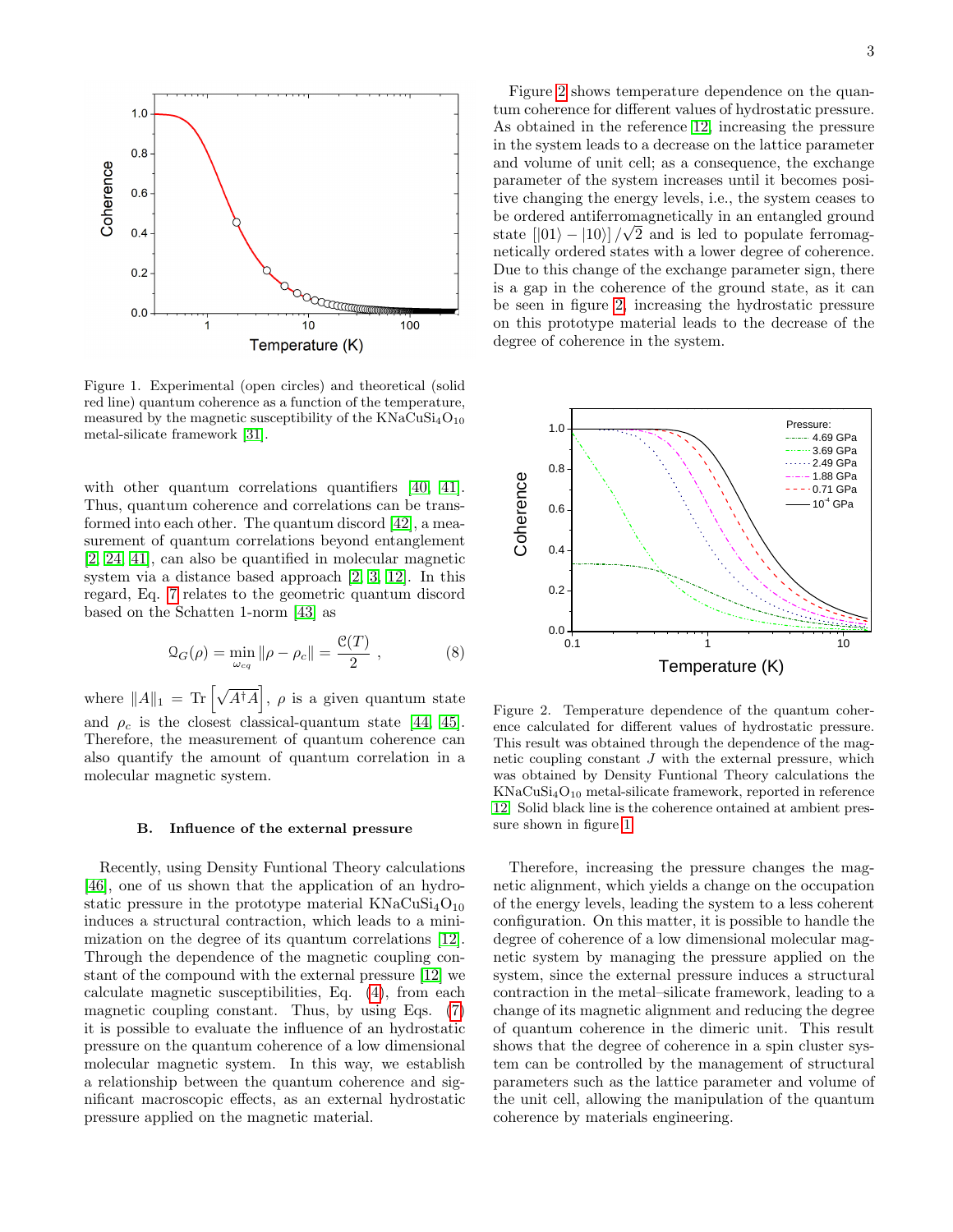Figure 1. Experimental (open circles) and theoretical (solid red line) quantum coherence as a function of the temperature, measured by the magnetic susceptibility of the $KNaCuSi_4O_{10}$ metal-silicate framework [31].

with other quantum correlations quantifiers [40, 41]. Thus, quantum coherence and correlations can be transformed into each other. The quantum discord [42], a measurement of quantum correlations beyond entanglement [2, 24, 41], can also be quantified in molecular magnetic system via a distance based approach [2, 3, 12]. In this regard, Eq. 7 relates to the geometric quantum discord based on the Schatten 1-norm [43] as

$$\mathcal{Q}_G(\rho) = \min_{\omega_{cq}} \|\rho - \rho_c\| = \frac{\mathcal{C}(T)}{2} \ , \tag{8}$$

where $\|A\|_1 = \text{Tr}\left[\sqrt{A^\dagger A}\right]$, $\rho$ is a given quantum state and $\rho_c$ is the closest classical-quantum state [44, 45]. Therefore, the measurement of quantum coherence can also quantify the amount of quantum correlation in a molecular magnetic system.

### B. Influence of the external pressure

Recently, using Density Funtional Theory calculations [46], one of us shown that the application of an hydrostatic pressure in the prototype material $KNaCuSi_4O_{10}$ induces a structural contraction, which leads to a minimization on the degree of its quantum correlations [12]. Through the dependence of the magnetic coupling constant of the compound with the external pressure [12] we calculate magnetic susceptibilities, Eq. (4), from each magnetic coupling constant. Thus, by using Eqs. (7) it is possible to evaluate the influence of an hydrostatic pressure on the quantum coherence of a low dimensional molecular magnetic system. In this way, we establish a relationship between the quantum coherence and significant macroscopic effects, as an external hydrostatic pressure applied on the magnetic material.

Figure 2 shows temperature dependence on the quantum coherence for different values of hydrostatic pressure. As obtained in the reference [12], increasing the pressure in the system leads to a decrease on the lattice parameter and volume of unit cell; as a consequence, the exchange parameter of the system increases until it becomes positive changing the energy levels, i.e., the system ceases to be ordered antiferromagnetically in an entangled ground state $[|01\rangle - |10\rangle]/\sqrt{2}$ and is led to populate ferromagnetically ordered states with a lower degree of coherence. Due to this change of the exchange parameter sign, there is a gap in the coherence of the ground state, as it can be seen in figure 2, increasing the hydrostatic pressure on this prototype material leads to the decrease of the degree of coherence in the system.

Figure 2. Temperature dependence of the quantum coherence calculated for different values of hydrostatic pressure. This result was obtained through the dependence of the magnetic coupling constant $J$ with the external pressure, which was obtained by Density Funtional Theory calculations the $KNaCuSi_4O_{10}$ metal-silicate framework, reported in reference [12]. Solid black line is the coherence ontained at ambient pressure shown in figure 1.

Therefore, increasing the pressure changes the magnetic alignment, which yields a change on the occupation of the energy levels, leading the system to a less coherent configuration. On this matter, it is possible to handle the degree of coherence of a low dimensional molecular magnetic system by managing the pressure applied on the system, since the external pressure induces a structural contraction in the metal–silicate framework, leading to a change of its magnetic alignment and reducing the degree of quantum coherence in the dimeric unit. This result shows that the degree of coherence in a spin cluster system can be controlled by the management of structural parameters such as the lattice parameter and volume of the unit cell, allowing the manipulation of the quantum coherence by materials engineering.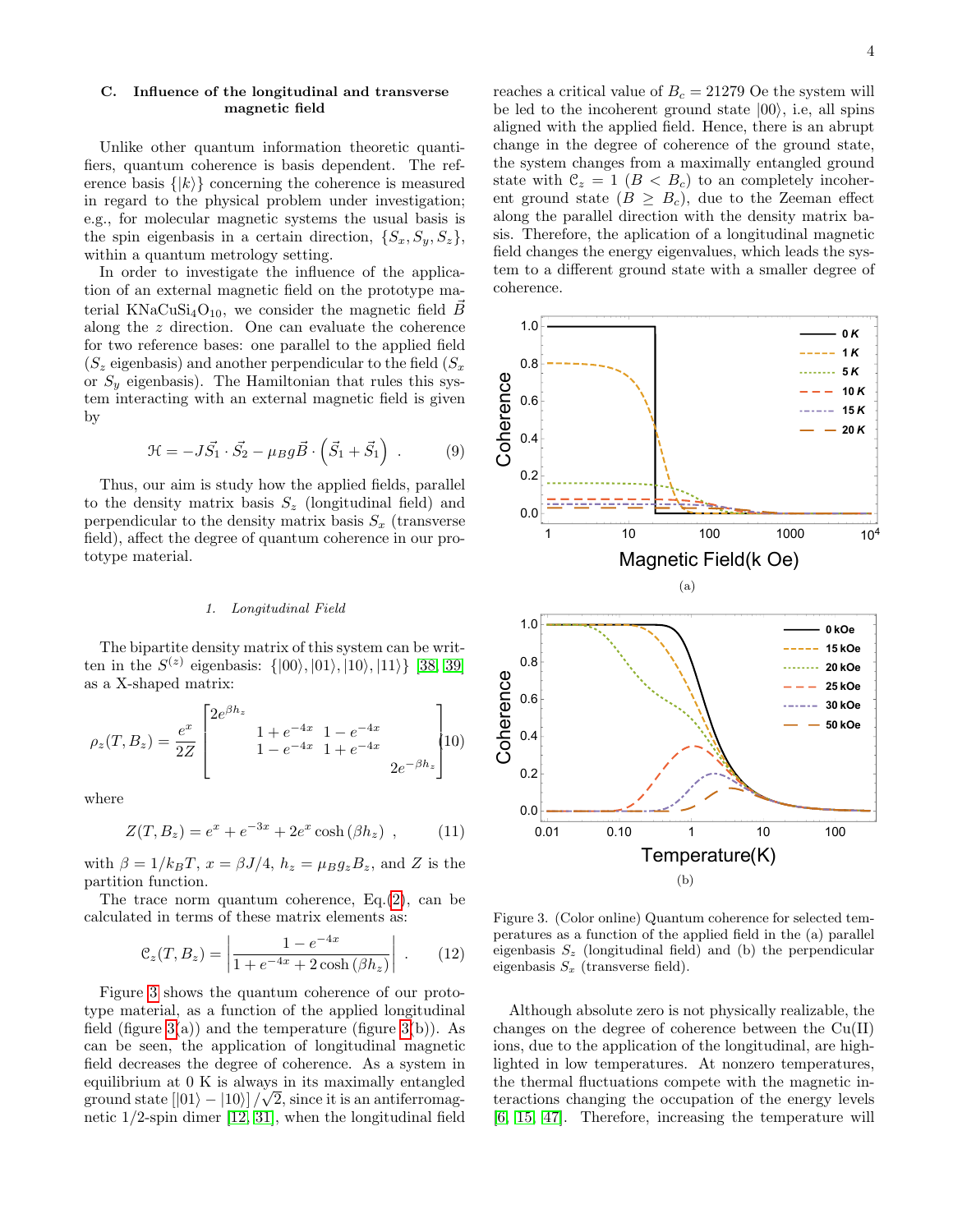### C. Influence of the longitudinal and transverse magnetic field

Unlike other quantum information theoretic quantifiers, quantum coherence is basis dependent. The reference basis $\{|k\rangle\}$ concerning the coherence is measured in regard to the physical problem under investigation; e.g., for molecular magnetic systems the usual basis is the spin eigenbasis in a certain direction, $\{S_x, S_y, S_z\}$, within a quantum metrology setting.

In order to investigate the influence of the application of an external magnetic field on the prototype material $KNaCuSi_4O_{10}$, we consider the magnetic field $\vec{B}$ along the $z$ direction. One can evaluate the coherence for two reference bases: one parallel to the applied field ($S_z$ eigenbasis) and another perpendicular to the field ($S_x$ or $S_y$ eigenbasis). The Hamiltonian that rules this system interacting with an external magnetic field is given by

$$\mathcal{H} = -J\vec{S}_1 \cdot \vec{S}_2 - \mu_B g \vec{B} \cdot \left(\vec{S}_1 + \vec{S}_1\right) \ . \tag{9}$$

Thus, our aim is study how the applied fields, parallel to the density matrix basis $S_z$ (longitudinal field) and perpendicular to the density matrix basis $S_x$ (transverse field), affect the degree of quantum coherence in our prototype material.

#### 1. *Longitudinal Field*

The bipartite density matrix of this system can be written in the $S^{(z)}$ eigenbasis: $\{|00\rangle, |01\rangle, |10\rangle, |11\rangle\}$ [38, 39] as a X-shaped matrix:

$$\rho_z(T, B_z) = \frac{e^x}{2Z}\begin{bmatrix} 2e^{\beta h_z} & & & \\ & 1+e^{-4x} & 1-e^{-4x} & \\ & 1-e^{-4x} & 1+e^{-4x} & \\ & & & 2e^{-\beta h_z} \end{bmatrix} \tag{10}$$

where

$$Z(T, B_z) = e^x + e^{-3x} + 2e^x \cosh(\beta h_z) \ , \tag{11}$$

with $\beta = 1/k_B T$, $x = \beta J/4$, $h_z = \mu_B g_z B_z$, and $Z$ is the partition function.

The trace norm quantum coherence, Eq.(2), can be calculated in terms of these matrix elements as:

$$\mathcal{C}_z(T, B_z) = \left|\frac{1 - e^{-4x}}{1 + e^{-4x} + 2\cosh(\beta h_z)}\right| \ . \tag{12}$$

Figure 3 shows the quantum coherence of our prototype material, as a function of the applied longitudinal field (figure 3(a)) and the temperature (figure 3(b)). As can be seen, the application of longitudinal magnetic field decreases the degree of coherence. As a system in equilibrium at 0 K is always in its maximally entangled ground state $[|01\rangle - |10\rangle]/\sqrt{2}$, since it is an antiferromagnetic 1/2-spin dimer [12, 31], when the longitudinal field reaches a critical value of $B_c = 21279$ Oe the system will be led to the incoherent ground state $|00\rangle$, i.e, all spins aligned with the applied field. Hence, there is an abrupt change in the degree of coherence of the ground state, the system changes from a maximally entangled ground state with $\mathcal{C}_z = 1$ ($B < B_c$) to an completely incoherent ground state ($B \geq B_c$), due to the Zeeman effect along the parallel direction with the density matrix basis. Therefore, the aplication of a longitudinal magnetic field changes the energy eigenvalues, which leads the system to a different ground state with a smaller degree of coherence.

(a)

(b)

Figure 3. (Color online) Quantum coherence for selected temperatures as a function of the applied field in the (a) parallel eigenbasis $S_z$ (longitudinal field) and (b) the perpendicular eigenbasis $S_x$ (transverse field).

Although absolute zero is not physically realizable, the changes on the degree of coherence between the Cu(II) ions, due to the application of the longitudinal, are highlighted in low temperatures. At nonzero temperatures, the thermal fluctuations compete with the magnetic interactions changing the occupation of the energy levels [6, 15, 47]. Therefore, increasing the temperature will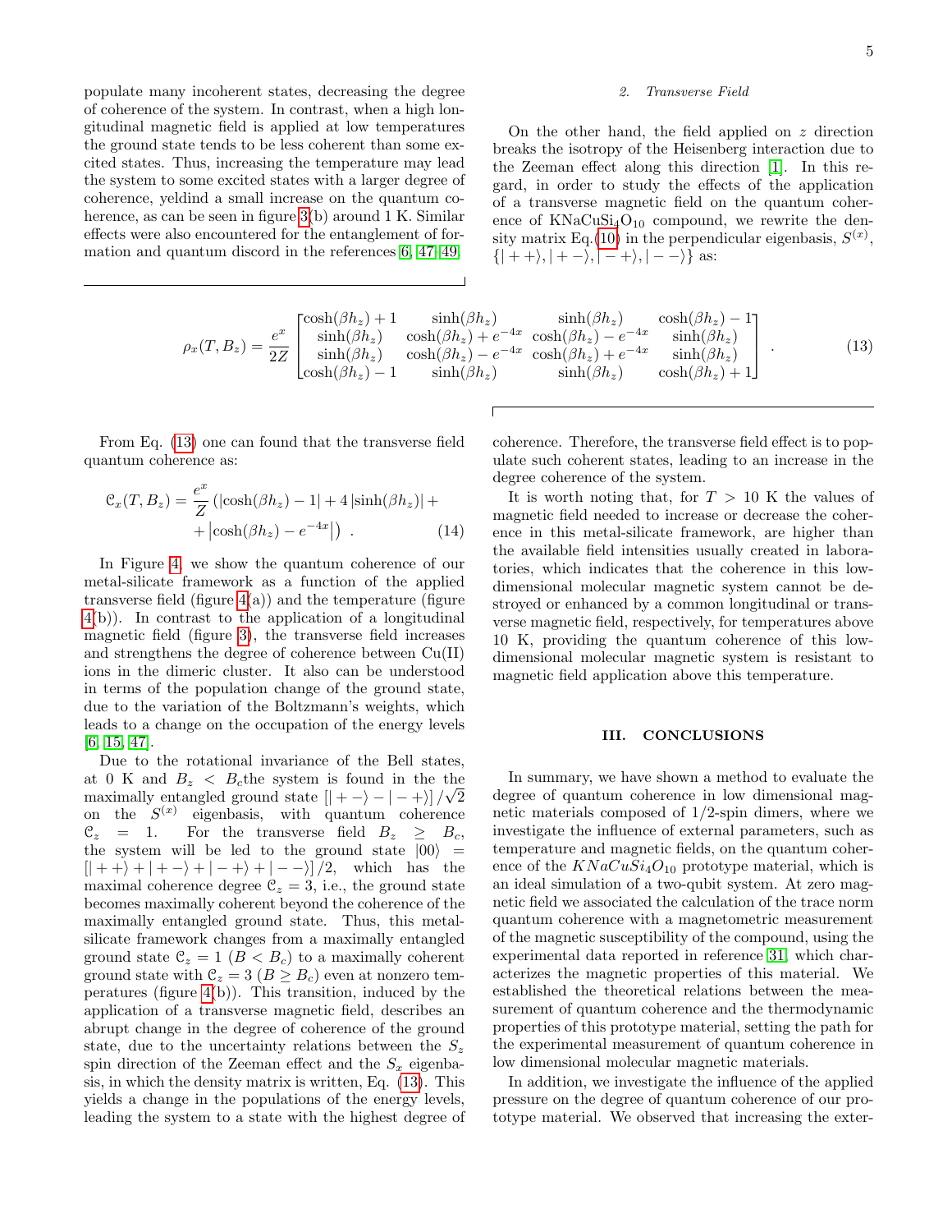populate many incoherent states, decreasing the degree of coherence of the system. In contrast, when a high longitudinal magnetic field is applied at low temperatures the ground state tends to be less coherent than some excited states. Thus, increasing the temperature may lead the system to some excited states with a larger degree of coherence, yeldind a small increase on the quantum coherence, as can be seen in figure 3(b) around 1 K. Similar effects were also encountered for the entanglement of formation and quantum discord in the references [6, 47–49].

#### 2. Transverse Field

On the other hand, the field applied on $z$ direction breaks the isotropy of the Heisenberg interaction due to the Zeeman effect along this direction [1]. In this regard, in order to study the effects of the application of a transverse magnetic field on the quantum coherence of $KNaCuSi_4O_{10}$ compound, we rewrite the density matrix Eq.(10) in the perpendicular eigenbasis, $S^{(x)}$, $\{|++\rangle, |+-\rangle, |-+\rangle, |--\rangle\}$ as:

$$
\rho_x(T, B_z) = \frac{e^x}{2Z}\begin{bmatrix} \cosh(\beta h_z)+1 & \sinh(\beta h_z) & \sinh(\beta h_z) & \cosh(\beta h_z)-1 \\ \sinh(\beta h_z) & \cosh(\beta h_z)+e^{-4x} & \cosh(\beta h_z)-e^{-4x} & \sinh(\beta h_z) \\ \sinh(\beta h_z) & \cosh(\beta h_z)-e^{-4x} & \cosh(\beta h_z)+e^{-4x} & \sinh(\beta h_z) \\ \cosh(\beta h_z)-1 & \sinh(\beta h_z) & \sinh(\beta h_z) & \cosh(\beta h_z)+1 \end{bmatrix} . \tag{13}
$$

From Eq. (13) one can found that the transverse field quantum coherence as:

$$
\mathcal{C}_x(T, B_z) = \frac{e^x}{Z}\left(|\cosh(\beta h_z)-1| + 4\,|\sinh(\beta h_z)| + \right. \\ \left. + \left|\cosh(\beta h_z) - e^{-4x}\right|\right) \ . \tag{14}
$$

In Figure 4, we show the quantum coherence of our metal-silicate framework as a function of the applied transverse field (figure 4(a)) and the temperature (figure 4(b)). In contrast to the application of a longitudinal magnetic field (figure 3), the transverse field increases and strengthens the degree of coherence between Cu(II) ions in the dimeric cluster. It also can be understood in terms of the population change of the ground state, due to the variation of the Boltzmann's weights, which leads to a change on the occupation of the energy levels [6, 15, 47].

Due to the rotational invariance of the Bell states, at 0 K and $B_z < B_c$the system is found in the the maximally entangled ground state $\left[|+-\rangle - |-+\rangle\right]/\sqrt{2}$ on the $S^{(x)}$ eigenbasis, with quantum coherence $\mathcal{C}_z = 1$. For the transverse field $B_z \geq B_c$, the system will be led to the ground state $|00\rangle = \left[|++\rangle + |+-\rangle + |-+\rangle + |--\rangle\right]/2$, which has the maximal coherence degree $\mathcal{C}_z = 3$, i.e., the ground state becomes maximally coherent beyond the coherence of the maximally entangled ground state. Thus, this metal-silicate framework changes from a maximally entangled ground state $\mathcal{C}_z = 1$ ($B < B_c$) to a maximally coherent ground state with $\mathcal{C}_z = 3$ ($B \geq B_c$) even at nonzero temperatures (figure 4(b)). This transition, induced by the application of a transverse magnetic field, describes an abrupt change in the degree of coherence of the ground state, due to the uncertainty relations between the $S_z$ spin direction of the Zeeman effect and the $S_x$ eigenbasis, in which the density matrix is written, Eq. (13). This yields a change in the populations of the energy levels, leading the system to a state with the highest degree of coherence. Therefore, the transverse field effect is to populate such coherent states, leading to an increase in the degree coherence of the system.

It is worth noting that, for $T > 10$ K the values of magnetic field needed to increase or decrease the coherence in this metal-silicate framework, are higher than the available field intensities usually created in laboratories, which indicates that the coherence in this low-dimensional molecular magnetic system cannot be destroyed or enhanced by a common longitudinal or transverse magnetic field, respectively, for temperatures above 10 K, providing the quantum coherence of this low-dimensional molecular magnetic system is resistant to magnetic field application above this temperature.

## III. CONCLUSIONS

In summary, we have shown a method to evaluate the degree of quantum coherence in low dimensional magnetic materials composed of 1/2-spin dimers, where we investigate the influence of external parameters, such as temperature and magnetic fields, on the quantum coherence of the $KNaCuSi_4O_{10}$ prototype material, which is an ideal simulation of a two-qubit system. At zero magnetic field we associated the calculation of the trace norm quantum coherence with a magnetometric measurement of the magnetic susceptibility of the compound, using the experimental data reported in reference 31, which characterizes the magnetic properties of this material. We established the theoretical relations between the measurement of quantum coherence and the thermodynamic properties of this prototype material, setting the path for the experimental measurement of quantum coherence in low dimensional molecular magnetic materials.

In addition, we investigate the influence of the applied pressure on the degree of quantum coherence of our prototype material. We observed that increasing the exter-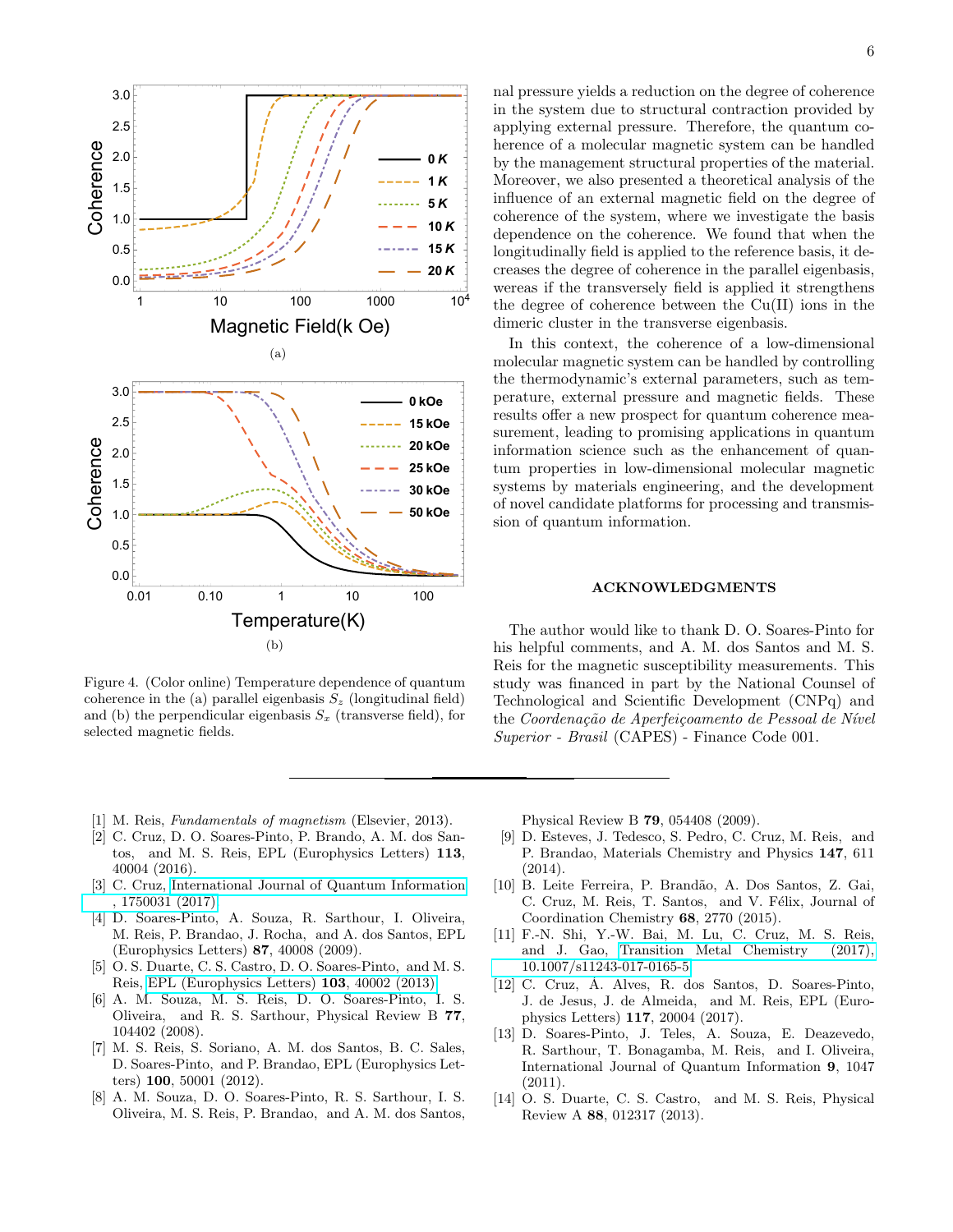Figure 4. (Color online) Temperature dependence of quantum coherence in the (a) parallel eigenbasis $S_z$ (longitudinal field) and (b) the perpendicular eigenbasis $S_x$ (transverse field), for selected magnetic fields.

nal pressure yields a reduction on the degree of coherence in the system due to structural contraction provided by applying external pressure. Therefore, the quantum coherence of a molecular magnetic system can be handled by the management structural properties of the material. Moreover, we also presented a theoretical analysis of the influence of an external magnetic field on the degree of coherence of the system, where we investigate the basis dependence on the coherence. We found that when the longitudinally field is applied to the reference basis, it decreases the degree of coherence in the parallel eigenbasis, wereas if the transversely field is applied it strengthens the degree of coherence between the Cu(II) ions in the dimeric cluster in the transverse eigenbasis.

In this context, the coherence of a low-dimensional molecular magnetic system can be handled by controlling the thermodynamic's external parameters, such as temperature, external pressure and magnetic fields. These results offer a new prospect for quantum coherence measurement, leading to promising applications in quantum information science such as the enhancement of quantum properties in low-dimensional molecular magnetic systems by materials engineering, and the development of novel candidate platforms for processing and transmission of quantum information.

## ACKNOWLEDGMENTS

The author would like to thank D. O. Soares-Pinto for his helpful comments, and A. M. dos Santos and M. S. Reis for the magnetic susceptibility measurements. This study was financed in part by the National Counsel of Technological and Scientific Development (CNPq) and the *Coordenação de Aperfeiçoamento de Pessoal de Nível Superior - Brasil* (CAPES) - Finance Code 001.

---

[1] M. Reis, *Fundamentals of magnetism* (Elsevier, 2013).

[2] C. Cruz, D. O. Soares-Pinto, P. Brando, A. M. dos Santos, and M. S. Reis, EPL (Europhysics Letters) **113**, 40004 (2016).

[3] C. Cruz, International Journal of Quantum Information , 1750031 (2017).

[4] D. Soares-Pinto, A. Souza, R. Sarthour, I. Oliveira, M. Reis, P. Brandao, J. Rocha, and A. dos Santos, EPL (Europhysics Letters) **87**, 40008 (2009).

[5] O. S. Duarte, C. S. Castro, D. O. Soares-Pinto, and M. S. Reis, EPL (Europhysics Letters) **103**, 40002 (2013).

[6] A. M. Souza, M. S. Reis, D. O. Soares-Pinto, I. S. Oliveira, and R. S. Sarthour, Physical Review B **77**, 104402 (2008).

[7] M. S. Reis, S. Soriano, A. M. dos Santos, B. C. Sales, D. Soares-Pinto, and P. Brandao, EPL (Europhysics Letters) **100**, 50001 (2012).

[8] A. M. Souza, D. O. Soares-Pinto, R. S. Sarthour, I. S. Oliveira, M. S. Reis, P. Brandao, and A. M. dos Santos, Physical Review B **79**, 054408 (2009).

[9] D. Esteves, J. Tedesco, S. Pedro, C. Cruz, M. Reis, and P. Brandao, Materials Chemistry and Physics **147**, 611 (2014).

[10] B. Leite Ferreira, P. Brandão, A. Dos Santos, Z. Gai, C. Cruz, M. Reis, T. Santos, and V. Félix, Journal of Coordination Chemistry **68**, 2770 (2015).

[11] F.-N. Shi, Y.-W. Bai, M. Lu, C. Cruz, M. S. Reis, and J. Gao, Transition Metal Chemistry (2017), 10.1007/s11243-017-0165-5.

[12] C. Cruz, Á. Alves, R. dos Santos, D. Soares-Pinto, J. de Jesus, J. de Almeida, and M. Reis, EPL (Europhysics Letters) **117**, 20004 (2017).

[13] D. Soares-Pinto, J. Teles, A. Souza, E. Deazevedo, R. Sarthour, T. Bonagamba, M. Reis, and I. Oliveira, International Journal of Quantum Information **9**, 1047 (2011).

[14] O. S. Duarte, C. S. Castro, and M. S. Reis, Physical Review A **88**, 012317 (2013).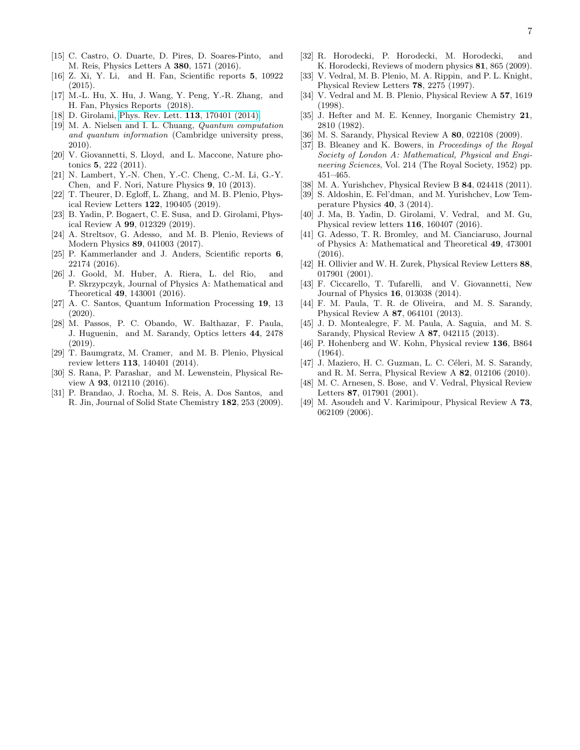[15] C. Castro, O. Duarte, D. Pires, D. Soares-Pinto, and M. Reis, Physics Letters A **380**, 1571 (2016).

[16] Z. Xi, Y. Li, and H. Fan, Scientific reports **5**, 10922 (2015).

[17] M.-L. Hu, X. Hu, J. Wang, Y. Peng, Y.-R. Zhang, and H. Fan, Physics Reports (2018).

[18] D. Girolami, Phys. Rev. Lett. **113**, 170401 (2014).

[19] M. A. Nielsen and I. L. Chuang, *Quantum computation and quantum information* (Cambridge university press, 2010).

[20] V. Giovannetti, S. Lloyd, and L. Maccone, Nature photonics **5**, 222 (2011).

[21] N. Lambert, Y.-N. Chen, Y.-C. Cheng, C.-M. Li, G.-Y. Chen, and F. Nori, Nature Physics **9**, 10 (2013).

[22] T. Theurer, D. Egloff, L. Zhang, and M. B. Plenio, Physical Review Letters **122**, 190405 (2019).

[23] B. Yadin, P. Bogaert, C. E. Susa, and D. Girolami, Physical Review A **99**, 012329 (2019).

[24] A. Streltsov, G. Adesso, and M. B. Plenio, Reviews of Modern Physics **89**, 041003 (2017).

[25] P. Kammerlander and J. Anders, Scientific reports **6**, 22174 (2016).

[26] J. Goold, M. Huber, A. Riera, L. del Rio, and P. Skrzypczyk, Journal of Physics A: Mathematical and Theoretical **49**, 143001 (2016).

[27] A. C. Santos, Quantum Information Processing **19**, 13 (2020).

[28] M. Passos, P. C. Obando, W. Balthazar, F. Paula, J. Huguenin, and M. Sarandy, Optics letters **44**, 2478 (2019).

[29] T. Baumgratz, M. Cramer, and M. B. Plenio, Physical review letters **113**, 140401 (2014).

[30] S. Rana, P. Parashar, and M. Lewenstein, Physical Review A **93**, 012110 (2016).

[31] P. Brandao, J. Rocha, M. S. Reis, A. Dos Santos, and R. Jin, Journal of Solid State Chemistry **182**, 253 (2009).

[32] R. Horodecki, P. Horodecki, M. Horodecki, and K. Horodecki, Reviews of modern physics **81**, 865 (2009).

[33] V. Vedral, M. B. Plenio, M. A. Rippin, and P. L. Knight, Physical Review Letters **78**, 2275 (1997).

[34] V. Vedral and M. B. Plenio, Physical Review A **57**, 1619 (1998).

[35] J. Hefter and M. E. Kenney, Inorganic Chemistry **21**, 2810 (1982).

[36] M. S. Sarandy, Physical Review A **80**, 022108 (2009).

[37] B. Bleaney and K. Bowers, in *Proceedings of the Royal Society of London A: Mathematical, Physical and Engineering Sciences*, Vol. 214 (The Royal Society, 1952) pp. 451–465.

[38] M. A. Yurishchev, Physical Review B **84**, 024418 (2011).

[39] S. Aldoshin, E. Fel'dman, and M. Yurishchev, Low Temperature Physics **40**, 3 (2014).

[40] J. Ma, B. Yadin, D. Girolami, V. Vedral, and M. Gu, Physical review letters **116**, 160407 (2016).

[41] G. Adesso, T. R. Bromley, and M. Cianciaruso, Journal of Physics A: Mathematical and Theoretical **49**, 473001 (2016).

[42] H. Ollivier and W. H. Zurek, Physical Review Letters **88**, 017901 (2001).

[43] F. Ciccarello, T. Tufarelli, and V. Giovannetti, New Journal of Physics **16**, 013038 (2014).

[44] F. M. Paula, T. R. de Oliveira, and M. S. Sarandy, Physical Review A **87**, 064101 (2013).

[45] J. D. Montealegre, F. M. Paula, A. Saguia, and M. S. Sarandy, Physical Review A **87**, 042115 (2013).

[46] P. Hohenberg and W. Kohn, Physical review **136**, B864 (1964).

[47] J. Maziero, H. C. Guzman, L. C. Céleri, M. S. Sarandy, and R. M. Serra, Physical Review A **82**, 012106 (2010).

[48] M. C. Arnesen, S. Bose, and V. Vedral, Physical Review Letters **87**, 017901 (2001).

[49] M. Asoudeh and V. Karimipour, Physical Review A **73**, 062109 (2006).